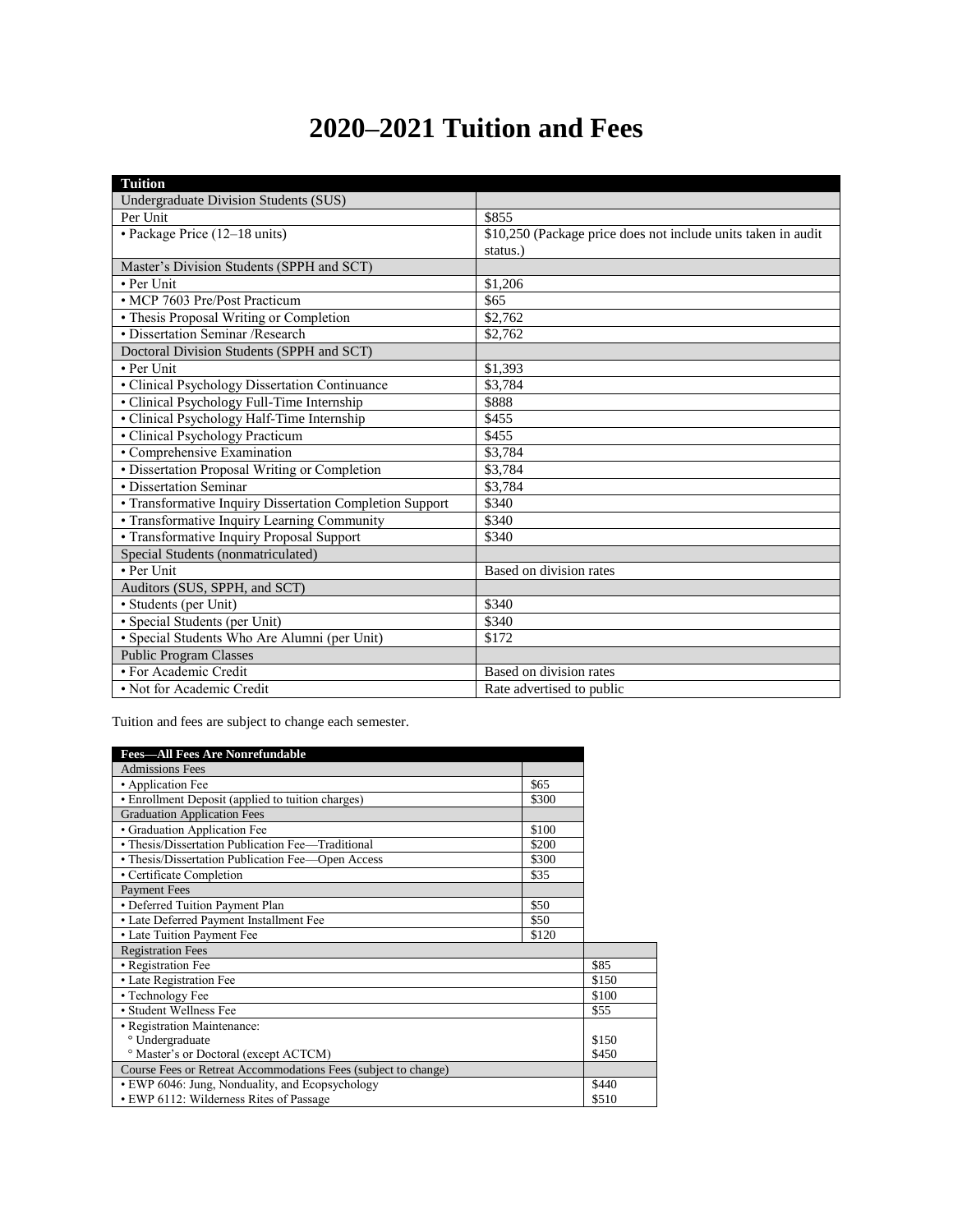# 2020–2021 Tuition and Fees

| Tuition | |
|---|---|
| Undergraduate Division Students (SUS) | |
| Per Unit | $855 |
| • Package Price (12–18 units) | $10,250 (Package price does not include units taken in audit status.) |
| Master's Division Students (SPPH and SCT) | |
| • Per Unit | $1,206 |
| • MCP 7603 Pre/Post Practicum | $65 |
| • Thesis Proposal Writing or Completion | $2,762 |
| • Dissertation Seminar /Research | $2,762 |
| Doctoral Division Students (SPPH and SCT) | |
| • Per Unit | $1,393 |
| • Clinical Psychology Dissertation Continuance | $3,784 |
| • Clinical Psychology Full-Time Internship | $888 |
| • Clinical Psychology Half-Time Internship | $455 |
| • Clinical Psychology Practicum | $455 |
| • Comprehensive Examination | $3,784 |
| • Dissertation Proposal Writing or Completion | $3,784 |
| • Dissertation Seminar | $3,784 |
| • Transformative Inquiry Dissertation Completion Support | $340 |
| • Transformative Inquiry Learning Community | $340 |
| • Transformative Inquiry Proposal Support | $340 |
| Special Students (nonmatriculated) | |
| • Per Unit | Based on division rates |
| Auditors (SUS, SPPH, and SCT) | |
| • Students (per Unit) | $340 |
| • Special Students (per Unit) | $340 |
| • Special Students Who Are Alumni (per Unit) | $172 |
| Public Program Classes | |
| • For Academic Credit | Based on division rates |
| • Not for Academic Credit | Rate advertised to public |

Tuition and fees are subject to change each semester.

| Fees—All Fees Are Nonrefundable | |
|---|---|
| Admissions Fees | |
| • Application Fee | $65 |
| • Enrollment Deposit (applied to tuition charges) | $300 |
| Graduation Application Fees | |
| • Graduation Application Fee | $100 |
| • Thesis/Dissertation Publication Fee—Traditional | $200 |
| • Thesis/Dissertation Publication Fee—Open Access | $300 |
| • Certificate Completion | $35 |
| Payment Fees | |
| • Deferred Tuition Payment Plan | $50 |
| • Late Deferred Payment Installment Fee | $50 |
| • Late Tuition Payment Fee | $120 |
| Registration Fees | |
| • Registration Fee | $85 |
| • Late Registration Fee | $150 |
| • Technology Fee | $100 |
| • Student Wellness Fee | $55 |
| • Registration Maintenance: | |
| ° Undergraduate | $150 |
| ° Master's or Doctoral (except ACTCM) | $450 |
| Course Fees or Retreat Accommodations Fees (subject to change) | |
| • EWP 6046: Jung, Nonduality, and Ecopsychology | $440 |
| • EWP 6112: Wilderness Rites of Passage | $510 |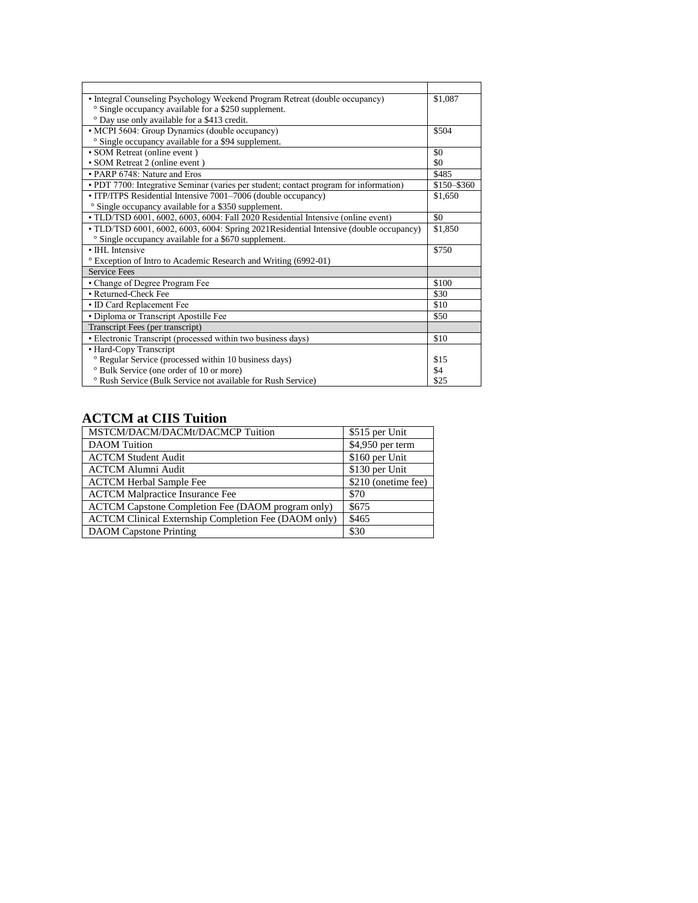| | |
|---|---|
| • Integral Counseling Psychology Weekend Program Retreat (double occupancy)<br>° Single occupancy available for a $250 supplement.<br>° Day use only available for a $413 credit. | $1,087 |
| • MCPI 5604: Group Dynamics (double occupancy)<br>° Single occupancy available for a $94 supplement. | $504 |
| • SOM Retreat (online event )<br>• SOM Retreat 2 (online event ) | $0<br>$0 |
| • PARP 6748: Nature and Eros | $485 |
| • PDT 7700: Integrative Seminar (varies per student; contact program for information) | $150–$360 |
| • ITP/ITPS Residential Intensive 7001–7006 (double occupancy)<br>° Single occupancy available for a $350 supplement. | $1,650 |
| • TLD/TSD 6001, 6002, 6003, 6004: Fall 2020 Residential Intensive (online event) | $0 |
| • TLD/TSD 6001, 6002, 6003, 6004: Spring 2021Residential Intensive (double occupancy)<br>° Single occupancy available for a $670 supplement. | $1,850 |
| • IHL Intensive<br>° Exception of Intro to Academic Research and Writing (6992-01) | $750 |
| Service Fees | |
| • Change of Degree Program Fee | $100 |
| • Returned-Check Fee | $30 |
| • ID Card Replacement Fee | $10 |
| • Diploma or Transcript Apostille Fee | $50 |
| Transcript Fees (per transcript) | |
| • Electronic Transcript (processed within two business days) | $10 |
| • Hard-Copy Transcript<br>° Regular Service (processed within 10 business days)<br>° Bulk Service (one order of 10 or more)<br>° Rush Service (Bulk Service not available for Rush Service) | <br>$15<br>$4<br>$25 |

## ACTCM at CIIS Tuition

| | |
|---|---|
| MSTCM/DACM/DACMt/DACMCP Tuition | $515 per Unit |
| DAOM Tuition | $4,950 per term |
| ACTCM Student Audit | $160 per Unit |
| ACTCM Alumni Audit | $130 per Unit |
| ACTCM Herbal Sample Fee | $210 (onetime fee) |
| ACTCM Malpractice Insurance Fee | $70 |
| ACTCM Capstone Completion Fee (DAOM program only) | $675 |
| ACTCM Clinical Externship Completion Fee (DAOM only) | $465 |
| DAOM Capstone Printing | $30 |